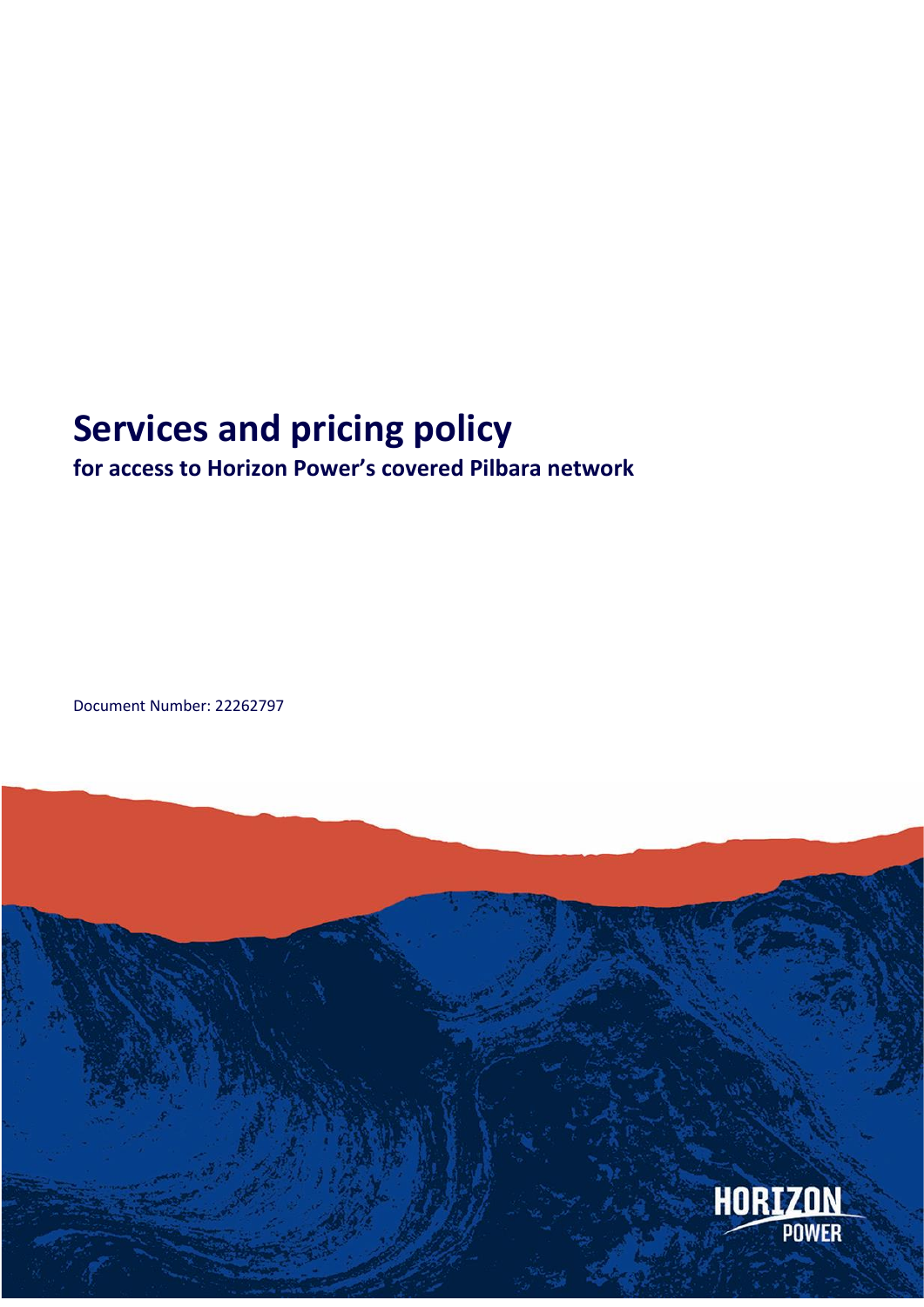# Services and pricing policy

**for access to Horizon Power's covered Pilbara network**

Document Number: 22262797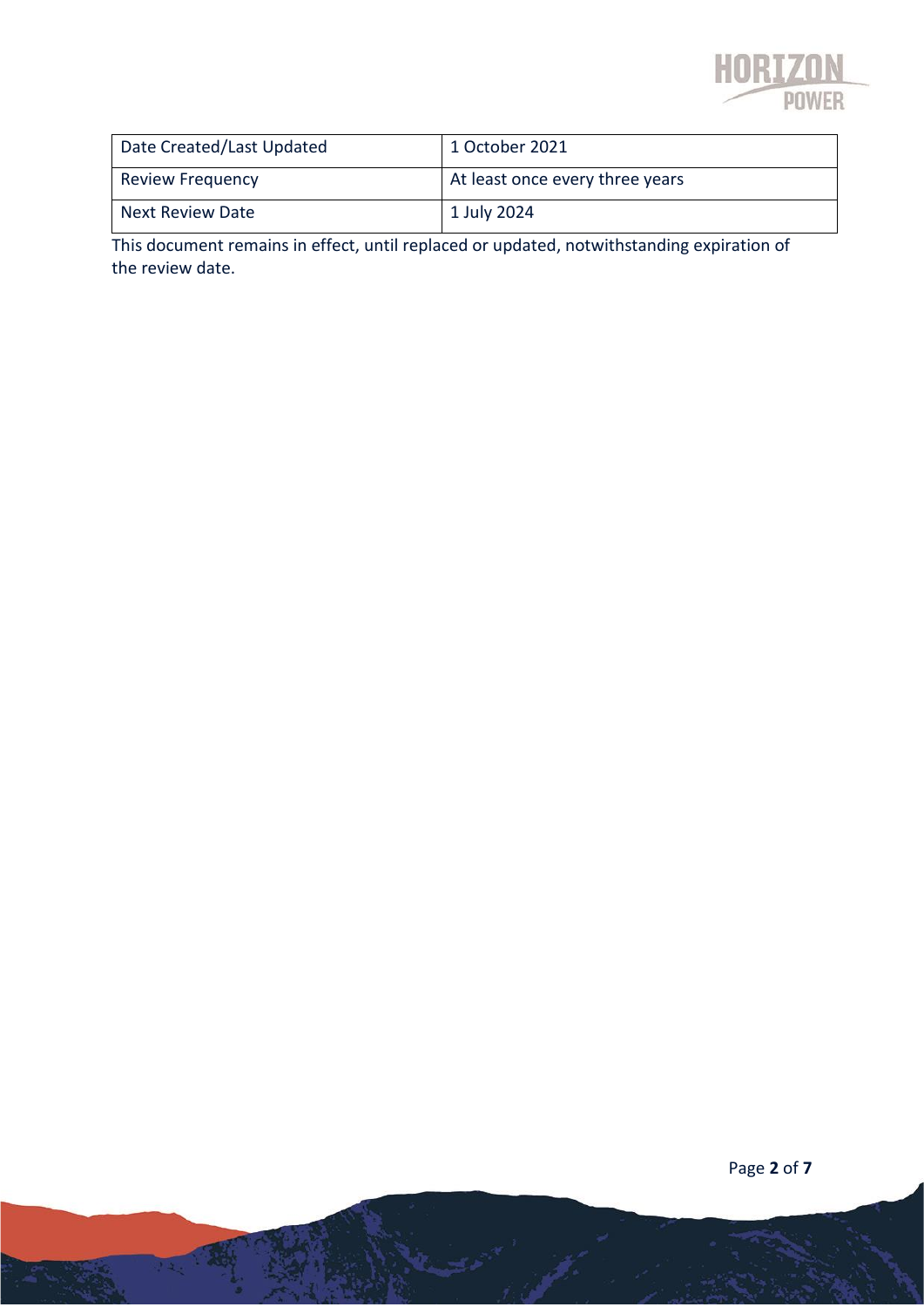| Date Created/Last Updated | 1 October 2021 |
|---|---|
| Review Frequency | At least once every three years |
| Next Review Date | 1 July 2024 |

This document remains in effect, until replaced or updated, notwithstanding expiration of the review date.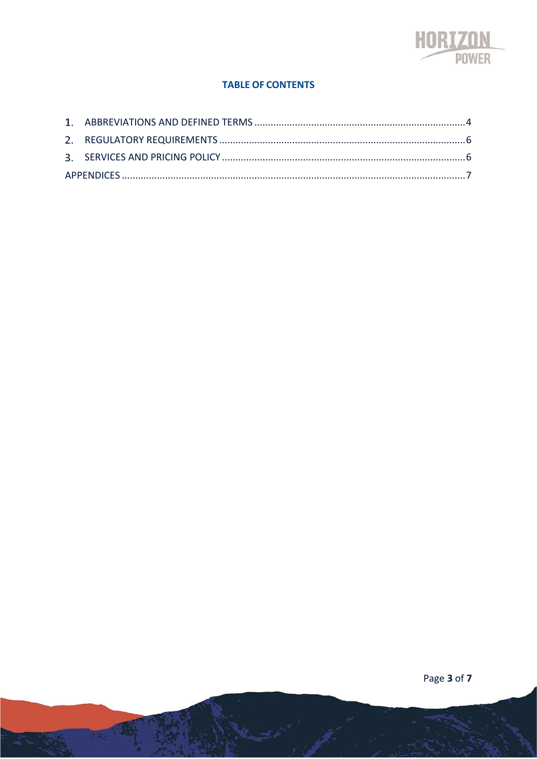## TABLE OF CONTENTS

1. ABBREVIATIONS AND DEFINED TERMS .......... 4
2. REGULATORY REQUIREMENTS .......... 6
3. SERVICES AND PRICING POLICY .......... 6

APPENDICES .......... 7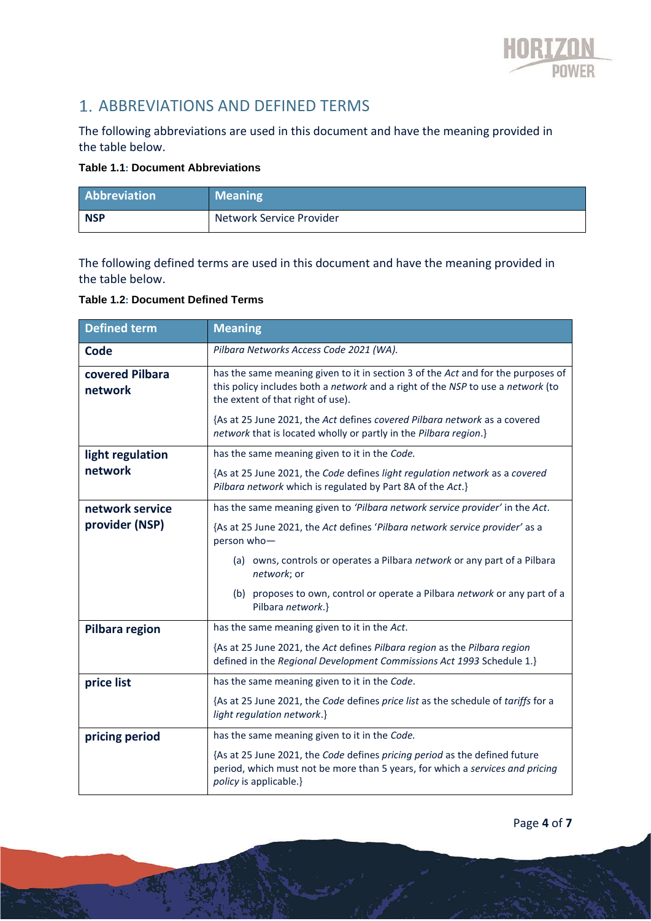# 1. ABBREVIATIONS AND DEFINED TERMS

The following abbreviations are used in this document and have the meaning provided in the table below.

**Table 1.1: Document Abbreviations**

| Abbreviation | Meaning |
|---|---|
| **NSP** | Network Service Provider |

The following defined terms are used in this document and have the meaning provided in the table below.

**Table 1.2: Document Defined Terms**

| Defined term | Meaning |
|---|---|
| **Code** | *Pilbara Networks Access Code 2021 (WA).* |
| **covered Pilbara network** | has the same meaning given to it in section 3 of the *Act* and for the purposes of this policy includes both a *network* and a right of the *NSP* to use a *network* (to the extent of that right of use).<br><br>{As at 25 June 2021, the *Act* defines *covered Pilbara network* as a covered *network* that is located wholly or partly in the *Pilbara region*.} |
| **light regulation network** | has the same meaning given to it in the *Code.*<br><br>{As at 25 June 2021, the *Code* defines *light regulation network* as a *covered Pilbara network* which is regulated by Part 8A of the *Act*.} |
| **network service provider (NSP)** | has the same meaning given to *'Pilbara network service provider'* in the *Act*.<br><br>{As at 25 June 2021, the *Act* defines '*Pilbara network service provider*' as a person who—<br><br>(a) owns, controls or operates a Pilbara *network* or any part of a Pilbara *network*; or<br><br>(b) proposes to own, control or operate a Pilbara *network* or any part of a Pilbara *network*.} |
| **Pilbara region** | has the same meaning given to it in the *Act*.<br><br>{As at 25 June 2021, the *Act* defines *Pilbara region* as the *Pilbara region* defined in the *Regional Development Commissions Act 1993* Schedule 1.} |
| **price list** | has the same meaning given to it in the *Code*.<br><br>{As at 25 June 2021, the *Code* defines *price list* as the schedule of *tariffs* for a *light regulation network*.} |
| **pricing period** | has the same meaning given to it in the *Code.*<br><br>{As at 25 June 2021, the *Code* defines *pricing period* as the defined future period, which must not be more than 5 years, for which a *services and pricing policy* is applicable.} |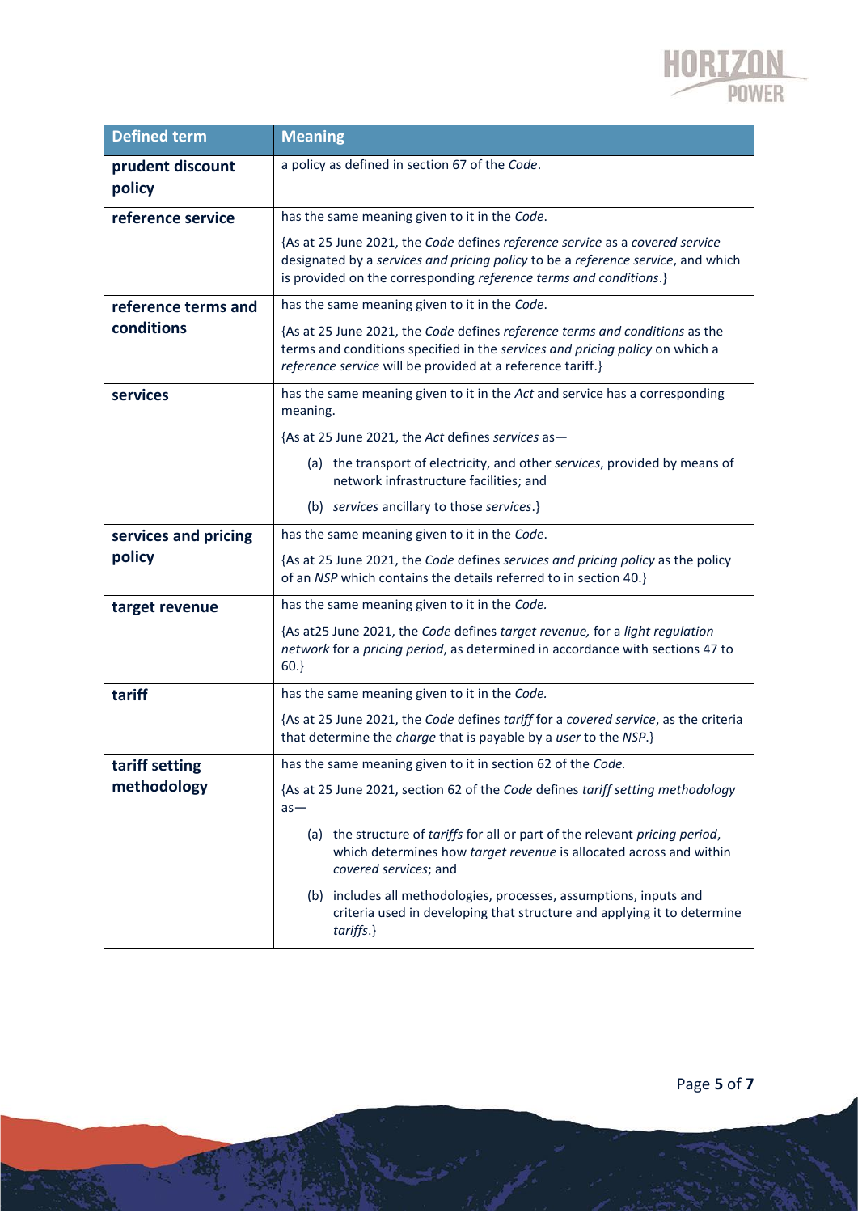| Defined term | Meaning |
|---|---|
| **prudent discount policy** | a policy as defined in section 67 of the *Code*. |
| **reference service** | has the same meaning given to it in the *Code*.<br><br>{As at 25 June 2021, the *Code* defines *reference service* as a *covered service* designated by a *services and pricing policy* to be a *reference service*, and which is provided on the corresponding *reference terms and conditions*.} |
| **reference terms and conditions** | has the same meaning given to it in the *Code*.<br><br>{As at 25 June 2021, the *Code* defines *reference terms and conditions* as the terms and conditions specified in the *services and pricing policy* on which a *reference service* will be provided at a reference tariff.} |
| **services** | has the same meaning given to it in the *Act* and service has a corresponding meaning.<br><br>{As at 25 June 2021, the *Act* defines *services* as—<br><br>(a) the transport of electricity, and other *services*, provided by means of network infrastructure facilities; and<br><br>(b) *services* ancillary to those *services*.} |
| **services and pricing policy** | has the same meaning given to it in the *Code*.<br><br>{As at 25 June 2021, the *Code* defines *services and pricing policy* as the policy of an *NSP* which contains the details referred to in section 40.} |
| **target revenue** | has the same meaning given to it in the *Code.*<br><br>{As at25 June 2021, the *Code* defines *target revenue,* for a *light regulation network* for a *pricing period*, as determined in accordance with sections 47 to 60.} |
| **tariff** | has the same meaning given to it in the *Code.*<br><br>{As at 25 June 2021, the *Code* defines *tariff* for a *covered service*, as the criteria that determine the *charge* that is payable by a *user* to the *NSP*.} |
| **tariff setting methodology** | has the same meaning given to it in section 62 of the *Code.*<br><br>{As at 25 June 2021, section 62 of the *Code* defines *tariff setting methodology* as—<br><br>(a) the structure of *tariffs* for all or part of the relevant *pricing period*, which determines how *target revenue* is allocated across and within *covered services*; and<br><br>(b) includes all methodologies, processes, assumptions, inputs and criteria used in developing that structure and applying it to determine *tariffs*.} |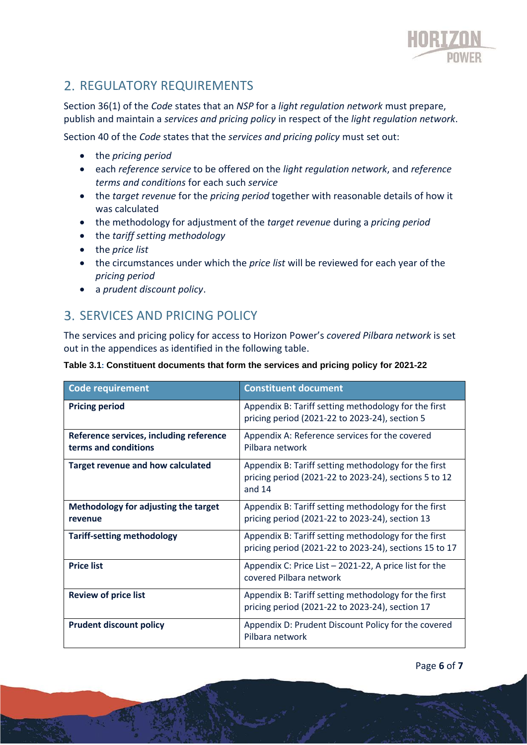## 2. REGULATORY REQUIREMENTS

Section 36(1) of the *Code* states that an *NSP* for a *light regulation network* must prepare, publish and maintain a *services and pricing policy* in respect of the *light regulation network*.

Section 40 of the *Code* states that the *services and pricing policy* must set out:

- the *pricing period*
- each *reference service* to be offered on the *light regulation network*, and *reference terms and conditions* for each such *service*
- the *target revenue* for the *pricing period* together with reasonable details of how it was calculated
- the methodology for adjustment of the *target revenue* during a *pricing period*
- the *tariff setting methodology*
- the *price list*
- the circumstances under which the *price list* will be reviewed for each year of the *pricing period*
- a *prudent discount policy*.

## 3. SERVICES AND PRICING POLICY

The services and pricing policy for access to Horizon Power's *covered Pilbara network* is set out in the appendices as identified in the following table.

**Table 3.1: Constituent documents that form the services and pricing policy for 2021-22**

| Code requirement | Constituent document |
|---|---|
| **Pricing period** | Appendix B: Tariff setting methodology for the first pricing period (2021-22 to 2023-24), section 5 |
| **Reference services, including reference terms and conditions** | Appendix A: Reference services for the covered Pilbara network |
| **Target revenue and how calculated** | Appendix B: Tariff setting methodology for the first pricing period (2021-22 to 2023-24), sections 5 to 12 and 14 |
| **Methodology for adjusting the target revenue** | Appendix B: Tariff setting methodology for the first pricing period (2021-22 to 2023-24), section 13 |
| **Tariff-setting methodology** | Appendix B: Tariff setting methodology for the first pricing period (2021-22 to 2023-24), sections 15 to 17 |
| **Price list** | Appendix C: Price List – 2021-22, A price list for the covered Pilbara network |
| **Review of price list** | Appendix B: Tariff setting methodology for the first pricing period (2021-22 to 2023-24), section 17 |
| **Prudent discount policy** | Appendix D: Prudent Discount Policy for the covered Pilbara network |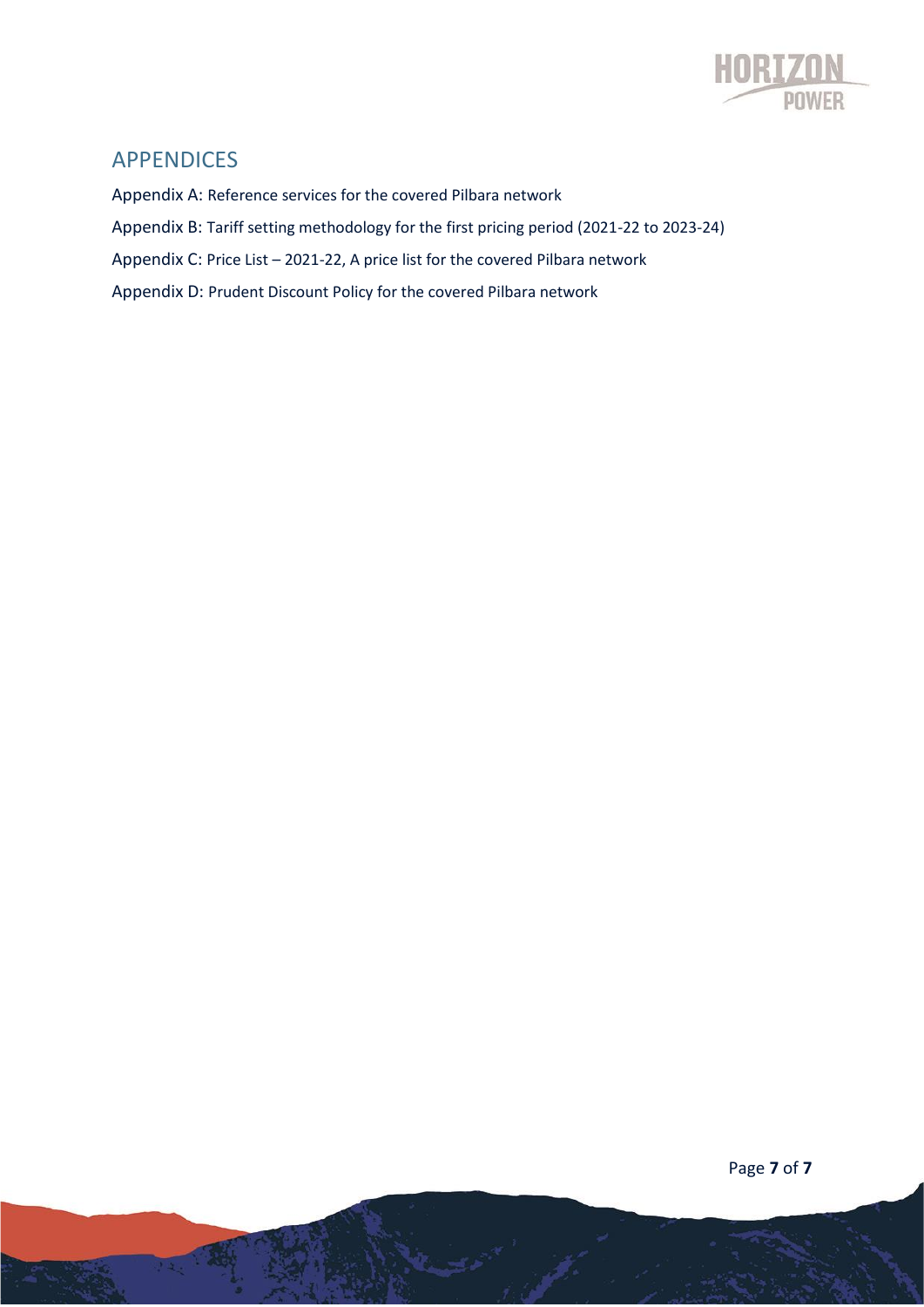## APPENDICES

Appendix A: Reference services for the covered Pilbara network

Appendix B: Tariff setting methodology for the first pricing period (2021-22 to 2023-24)

Appendix C: Price List – 2021-22, A price list for the covered Pilbara network

Appendix D: Prudent Discount Policy for the covered Pilbara network